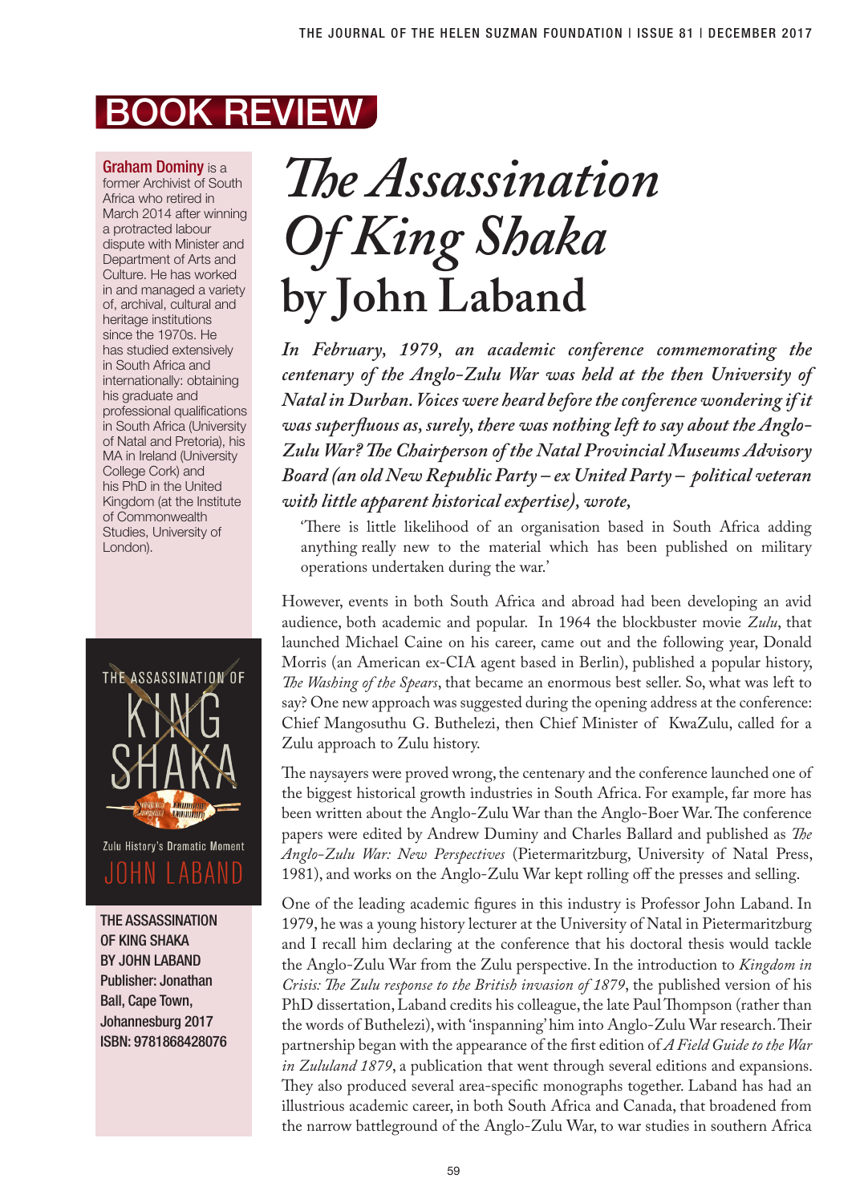# BOOK REVIEW

**Graham Dominy** is a former Archivist of South Africa who retired in March 2014 after winning a protracted labour dispute with Minister and Department of Arts and Culture. He has worked in and managed a variety of, archival, cultural and heritage institutions since the 1970s. He has studied extensively in South Africa and internationally: obtaining his graduate and professional qualifications in South Africa (University of Natal and Pretoria), his MA in Ireland (University College Cork) and his PhD in the United Kingdom (at the Institute of Commonwealth Studies, University of London).

THE ASSASSINATION OF KING SHAKA
Zulu History's Dramatic Moment
JOHN LABAND

**THE ASSASSINATION OF KING SHAKA BY JOHN LABAND**
**Publisher: Jonathan Ball, Cape Town, Johannesburg 2017**
**ISBN: 9781868428076**

# *The Assassination Of King Shaka* by John Laband

*In February, 1979, an academic conference commemorating the centenary of the Anglo-Zulu War was held at the then University of Natal in Durban. Voices were heard before the conference wondering if it was superfluous as, surely, there was nothing left to say about the Anglo-Zulu War? The Chairperson of the Natal Provincial Museums Advisory Board (an old New Republic Party – ex United Party – political veteran with little apparent historical expertise), wrote,*

> 'There is little likelihood of an organisation based in South Africa adding anything really new to the material which has been published on military operations undertaken during the war.'

However, events in both South Africa and abroad had been developing an avid audience, both academic and popular. In 1964 the blockbuster movie *Zulu*, that launched Michael Caine on his career, came out and the following year, Donald Morris (an American ex-CIA agent based in Berlin), published a popular history, *The Washing of the Spears*, that became an enormous best seller. So, what was left to say? One new approach was suggested during the opening address at the conference: Chief Mangosuthu G. Buthelezi, then Chief Minister of KwaZulu, called for a Zulu approach to Zulu history.

The naysayers were proved wrong, the centenary and the conference launched one of the biggest historical growth industries in South Africa. For example, far more has been written about the Anglo-Zulu War than the Anglo-Boer War. The conference papers were edited by Andrew Duminy and Charles Ballard and published as *The Anglo-Zulu War: New Perspectives* (Pietermaritzburg, University of Natal Press, 1981), and works on the Anglo-Zulu War kept rolling off the presses and selling.

One of the leading academic figures in this industry is Professor John Laband. In 1979, he was a young history lecturer at the University of Natal in Pietermaritzburg and I recall him declaring at the conference that his doctoral thesis would tackle the Anglo-Zulu War from the Zulu perspective. In the introduction to *Kingdom in Crisis: The Zulu response to the British invasion of 1879*, the published version of his PhD dissertation, Laband credits his colleague, the late Paul Thompson (rather than the words of Buthelezi), with 'inspanning' him into Anglo-Zulu War research. Their partnership began with the appearance of the first edition of *A Field Guide to the War in Zululand 1879*, a publication that went through several editions and expansions. They also produced several area-specific monographs together. Laband has had an illustrious academic career, in both South Africa and Canada, that broadened from the narrow battleground of the Anglo-Zulu War, to war studies in southern Africa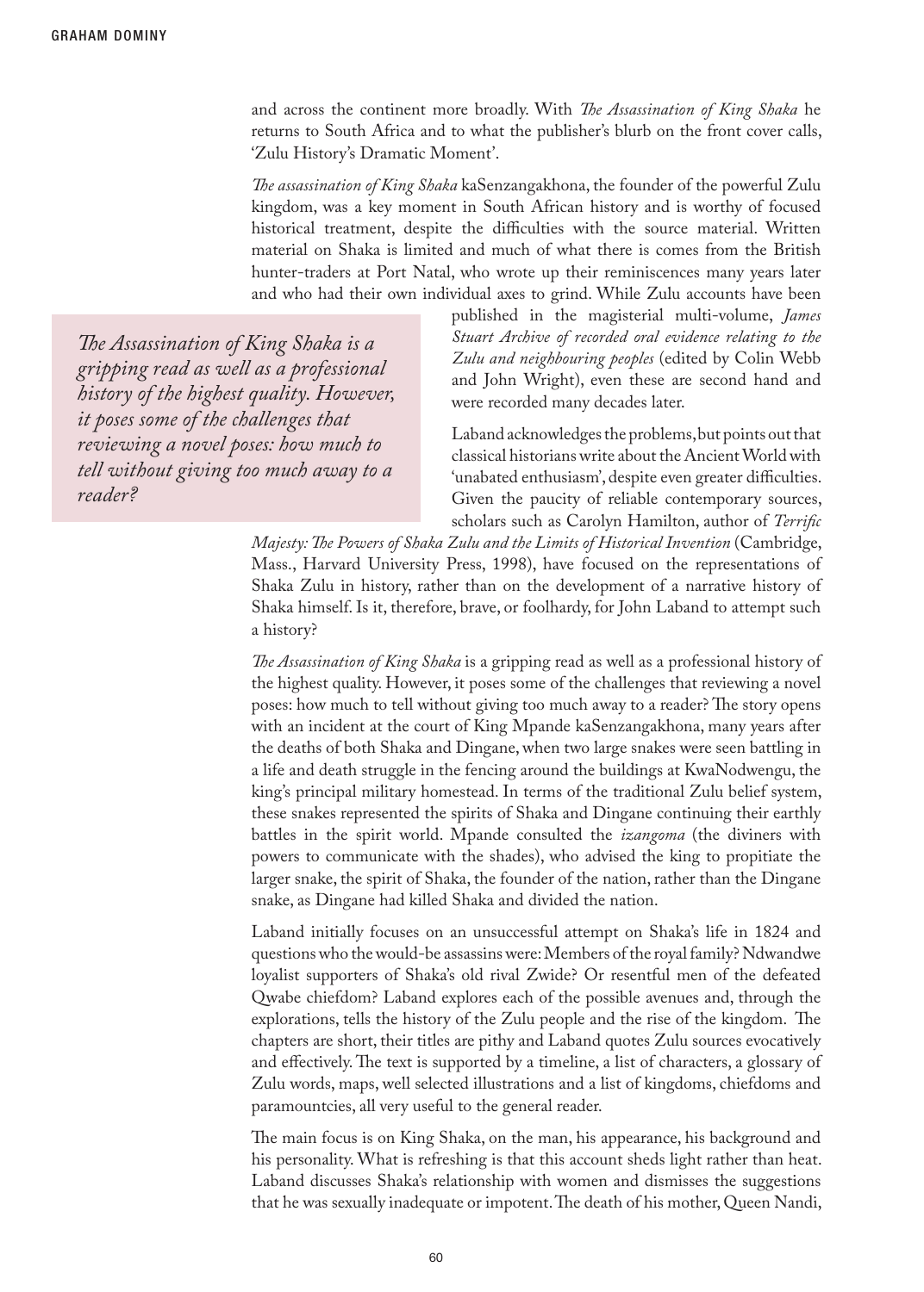and across the continent more broadly. With *The Assassination of King Shaka* he returns to South Africa and to what the publisher's blurb on the front cover calls, 'Zulu History's Dramatic Moment'.

*The assassination of King Shaka* kaSenzangakhona, the founder of the powerful Zulu kingdom, was a key moment in South African history and is worthy of focused historical treatment, despite the difficulties with the source material. Written material on Shaka is limited and much of what there is comes from the British hunter-traders at Port Natal, who wrote up their reminiscences many years later and who had their own individual axes to grind. While Zulu accounts have been published in the magisterial multi-volume, *James Stuart Archive of recorded oral evidence relating to the Zulu and neighbouring peoples* (edited by Colin Webb and John Wright), even these are second hand and were recorded many decades later.

> *The Assassination of King Shaka is a gripping read as well as a professional history of the highest quality. However, it poses some of the challenges that reviewing a novel poses: how much to tell without giving too much away to a reader?*

Laband acknowledges the problems, but points out that classical historians write about the Ancient World with 'unabated enthusiasm', despite even greater difficulties. Given the paucity of reliable contemporary sources, scholars such as Carolyn Hamilton, author of *Terrific Majesty: The Powers of Shaka Zulu and the Limits of Historical Invention* (Cambridge, Mass., Harvard University Press, 1998), have focused on the representations of Shaka Zulu in history, rather than on the development of a narrative history of Shaka himself. Is it, therefore, brave, or foolhardy, for John Laband to attempt such a history?

*The Assassination of King Shaka* is a gripping read as well as a professional history of the highest quality. However, it poses some of the challenges that reviewing a novel poses: how much to tell without giving too much away to a reader? The story opens with an incident at the court of King Mpande kaSenzangakhona, many years after the deaths of both Shaka and Dingane, when two large snakes were seen battling in a life and death struggle in the fencing around the buildings at KwaNodwengu, the king's principal military homestead. In terms of the traditional Zulu belief system, these snakes represented the spirits of Shaka and Dingane continuing their earthly battles in the spirit world. Mpande consulted the *izangoma* (the diviners with powers to communicate with the shades), who advised the king to propitiate the larger snake, the spirit of Shaka, the founder of the nation, rather than the Dingane snake, as Dingane had killed Shaka and divided the nation.

Laband initially focuses on an unsuccessful attempt on Shaka's life in 1824 and questions who the would-be assassins were: Members of the royal family? Ndwandwe loyalist supporters of Shaka's old rival Zwide? Or resentful men of the defeated Qwabe chiefdom? Laband explores each of the possible avenues and, through the explorations, tells the history of the Zulu people and the rise of the kingdom. The chapters are short, their titles are pithy and Laband quotes Zulu sources evocatively and effectively. The text is supported by a timeline, a list of characters, a glossary of Zulu words, maps, well selected illustrations and a list of kingdoms, chiefdoms and paramountcies, all very useful to the general reader.

The main focus is on King Shaka, on the man, his appearance, his background and his personality. What is refreshing is that this account sheds light rather than heat. Laband discusses Shaka's relationship with women and dismisses the suggestions that he was sexually inadequate or impotent. The death of his mother, Queen Nandi,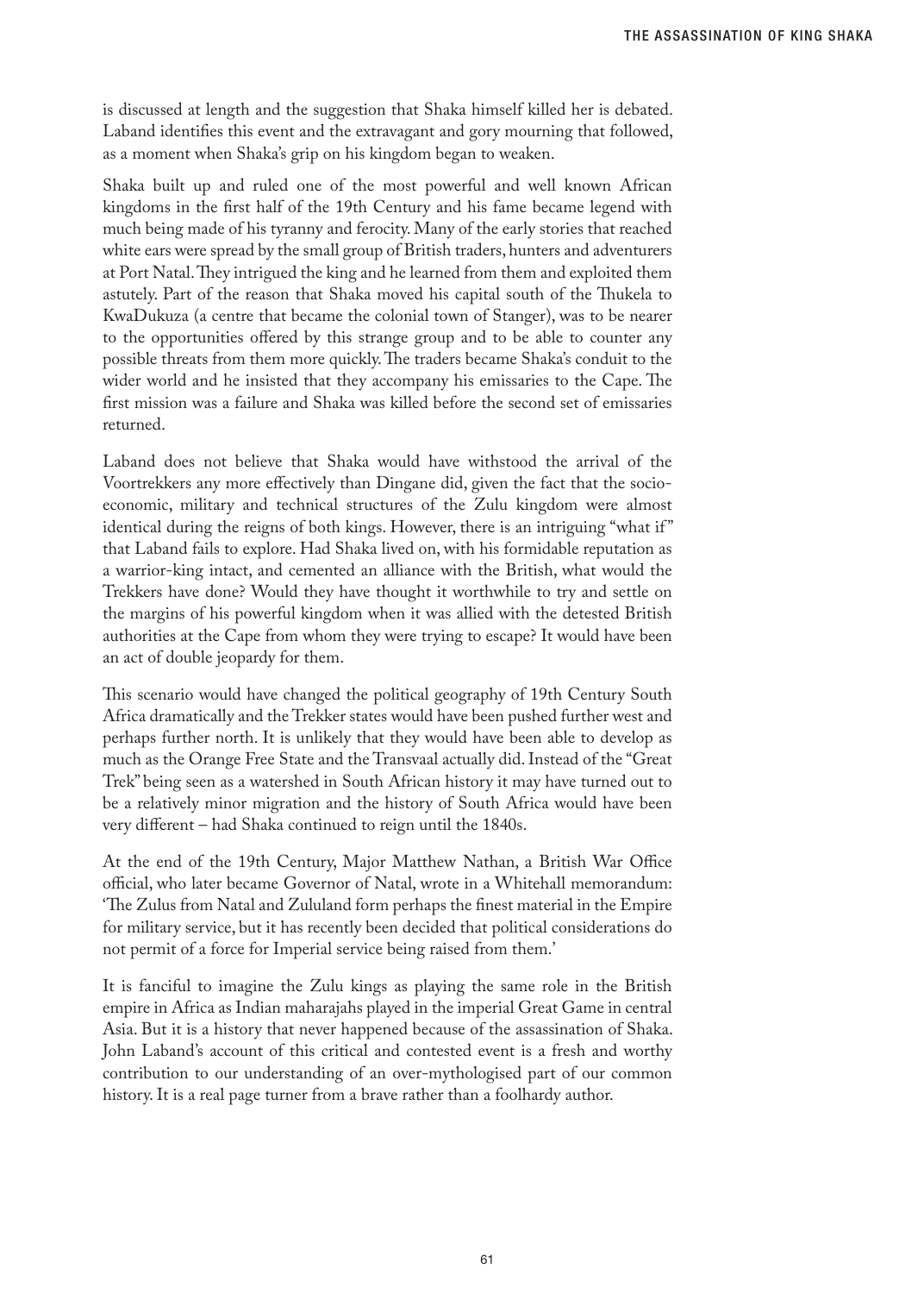is discussed at length and the suggestion that Shaka himself killed her is debated. Laband identifies this event and the extravagant and gory mourning that followed, as a moment when Shaka's grip on his kingdom began to weaken.

Shaka built up and ruled one of the most powerful and well known African kingdoms in the first half of the 19th Century and his fame became legend with much being made of his tyranny and ferocity. Many of the early stories that reached white ears were spread by the small group of British traders, hunters and adventurers at Port Natal. They intrigued the king and he learned from them and exploited them astutely. Part of the reason that Shaka moved his capital south of the Thukela to KwaDukuza (a centre that became the colonial town of Stanger), was to be nearer to the opportunities offered by this strange group and to be able to counter any possible threats from them more quickly. The traders became Shaka's conduit to the wider world and he insisted that they accompany his emissaries to the Cape. The first mission was a failure and Shaka was killed before the second set of emissaries returned.

Laband does not believe that Shaka would have withstood the arrival of the Voortrekkers any more effectively than Dingane did, given the fact that the socio-economic, military and technical structures of the Zulu kingdom were almost identical during the reigns of both kings. However, there is an intriguing "what if" that Laband fails to explore. Had Shaka lived on, with his formidable reputation as a warrior-king intact, and cemented an alliance with the British, what would the Trekkers have done? Would they have thought it worthwhile to try and settle on the margins of his powerful kingdom when it was allied with the detested British authorities at the Cape from whom they were trying to escape? It would have been an act of double jeopardy for them.

This scenario would have changed the political geography of 19th Century South Africa dramatically and the Trekker states would have been pushed further west and perhaps further north. It is unlikely that they would have been able to develop as much as the Orange Free State and the Transvaal actually did. Instead of the "Great Trek" being seen as a watershed in South African history it may have turned out to be a relatively minor migration and the history of South Africa would have been very different – had Shaka continued to reign until the 1840s.

At the end of the 19th Century, Major Matthew Nathan, a British War Office official, who later became Governor of Natal, wrote in a Whitehall memorandum: 'The Zulus from Natal and Zululand form perhaps the finest material in the Empire for military service, but it has recently been decided that political considerations do not permit of a force for Imperial service being raised from them.'

It is fanciful to imagine the Zulu kings as playing the same role in the British empire in Africa as Indian maharajahs played in the imperial Great Game in central Asia. But it is a history that never happened because of the assassination of Shaka. John Laband's account of this critical and contested event is a fresh and worthy contribution to our understanding of an over-mythologised part of our common history. It is a real page turner from a brave rather than a foolhardy author.